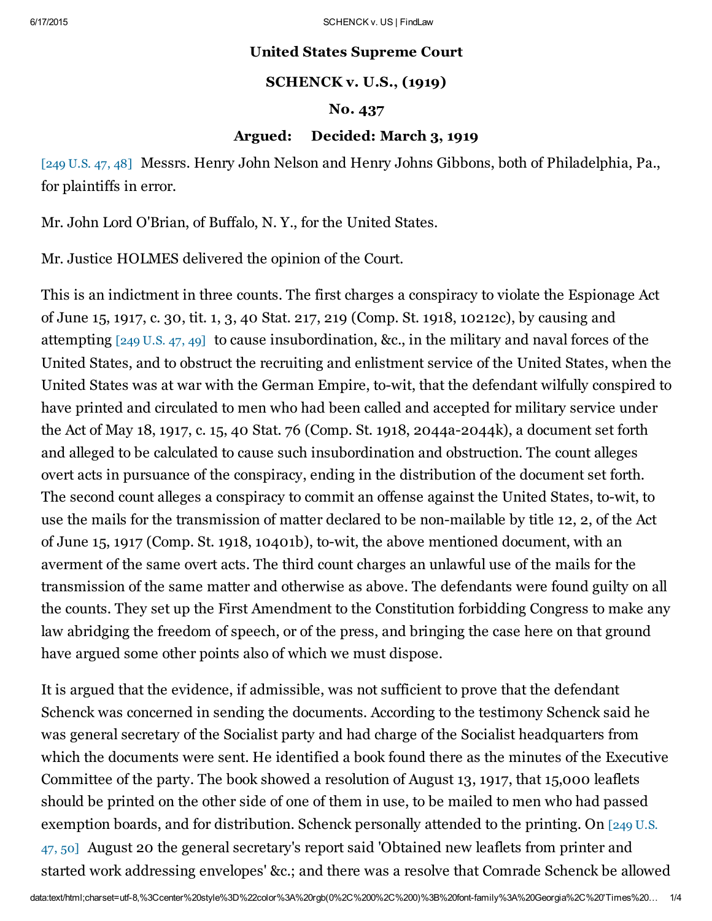**United States Supreme Court**

**SCHENCK v. U.S., (1919)**

**No. 437**

**Argued: Decided: March 3, 1919**

[249 U.S. 47, 48] Messrs. Henry John Nelson and Henry Johns Gibbons, both of Philadelphia, Pa., for plaintiffs in error.

Mr. John Lord O'Brian, of Buffalo, N. Y., for the United States.

Mr. Justice HOLMES delivered the opinion of the Court.

This is an indictment in three counts. The first charges a conspiracy to violate the Espionage Act of June 15, 1917, c. 30, tit. 1, 3, 40 Stat. 217, 219 (Comp. St. 1918, 10212c), by causing and attempting [249 U.S. 47, 49] to cause insubordination, &c., in the military and naval forces of the United States, and to obstruct the recruiting and enlistment service of the United States, when the United States was at war with the German Empire, to-wit, that the defendant wilfully conspired to have printed and circulated to men who had been called and accepted for military service under the Act of May 18, 1917, c. 15, 40 Stat. 76 (Comp. St. 1918, 2044a-2044k), a document set forth and alleged to be calculated to cause such insubordination and obstruction. The count alleges overt acts in pursuance of the conspiracy, ending in the distribution of the document set forth. The second count alleges a conspiracy to commit an offense against the United States, to-wit, to use the mails for the transmission of matter declared to be non-mailable by title 12, 2, of the Act of June 15, 1917 (Comp. St. 1918, 10401b), to-wit, the above mentioned document, with an averment of the same overt acts. The third count charges an unlawful use of the mails for the transmission of the same matter and otherwise as above. The defendants were found guilty on all the counts. They set up the First Amendment to the Constitution forbidding Congress to make any law abridging the freedom of speech, or of the press, and bringing the case here on that ground have argued some other points also of which we must dispose.

It is argued that the evidence, if admissible, was not sufficient to prove that the defendant Schenck was concerned in sending the documents. According to the testimony Schenck said he was general secretary of the Socialist party and had charge of the Socialist headquarters from which the documents were sent. He identified a book found there as the minutes of the Executive Committee of the party. The book showed a resolution of August 13, 1917, that 15,000 leaflets should be printed on the other side of one of them in use, to be mailed to men who had passed exemption boards, and for distribution. Schenck personally attended to the printing. On [249 U.S. 47, 50] August 20 the general secretary's report said 'Obtained new leaflets from printer and started work addressing envelopes' &c.; and there was a resolve that Comrade Schenck be allowed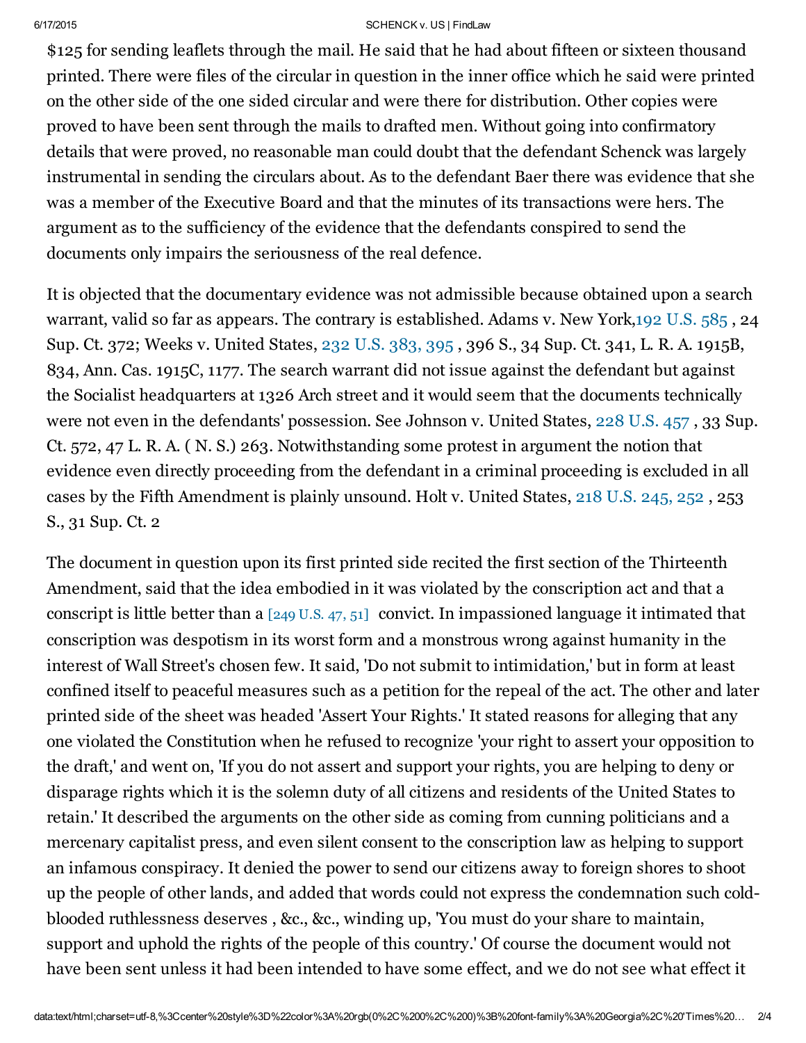$125 for sending leaflets through the mail. He said that he had about fifteen or sixteen thousand printed. There were files of the circular in question in the inner office which he said were printed on the other side of the one sided circular and were there for distribution. Other copies were proved to have been sent through the mails to drafted men. Without going into confirmatory details that were proved, no reasonable man could doubt that the defendant Schenck was largely instrumental in sending the circulars about. As to the defendant Baer there was evidence that she was a member of the Executive Board and that the minutes of its transactions were hers. The argument as to the sufficiency of the evidence that the defendants conspired to send the documents only impairs the seriousness of the real defence.

It is objected that the documentary evidence was not admissible because obtained upon a search warrant, valid so far as appears. The contrary is established. Adams v. New York,192 U.S. 585 , 24 Sup. Ct. 372; Weeks v. United States, 232 U.S. 383, 395 , 396 S., 34 Sup. Ct. 341, L. R. A. 1915B, 834, Ann. Cas. 1915C, 1177. The search warrant did not issue against the defendant but against the Socialist headquarters at 1326 Arch street and it would seem that the documents technically were not even in the defendants' possession. See Johnson v. United States, 228 U.S. 457 , 33 Sup. Ct. 572, 47 L. R. A. ( N. S.) 263. Notwithstanding some protest in argument the notion that evidence even directly proceeding from the defendant in a criminal proceeding is excluded in all cases by the Fifth Amendment is plainly unsound. Holt v. United States, 218 U.S. 245, 252 , 253 S., 31 Sup. Ct. 2

The document in question upon its first printed side recited the first section of the Thirteenth Amendment, said that the idea embodied in it was violated by the conscription act and that a conscript is little better than a [249 U.S. 47, 51] convict. In impassioned language it intimated that conscription was despotism in its worst form and a monstrous wrong against humanity in the interest of Wall Street's chosen few. It said, 'Do not submit to intimidation,' but in form at least confined itself to peaceful measures such as a petition for the repeal of the act. The other and later printed side of the sheet was headed 'Assert Your Rights.' It stated reasons for alleging that any one violated the Constitution when he refused to recognize 'your right to assert your opposition to the draft,' and went on, 'If you do not assert and support your rights, you are helping to deny or disparage rights which it is the solemn duty of all citizens and residents of the United States to retain.' It described the arguments on the other side as coming from cunning politicians and a mercenary capitalist press, and even silent consent to the conscription law as helping to support an infamous conspiracy. It denied the power to send our citizens away to foreign shores to shoot up the people of other lands, and added that words could not express the condemnation such cold-blooded ruthlessness deserves , &c., &c., winding up, 'You must do your share to maintain, support and uphold the rights of the people of this country.' Of course the document would not have been sent unless it had been intended to have some effect, and we do not see what effect it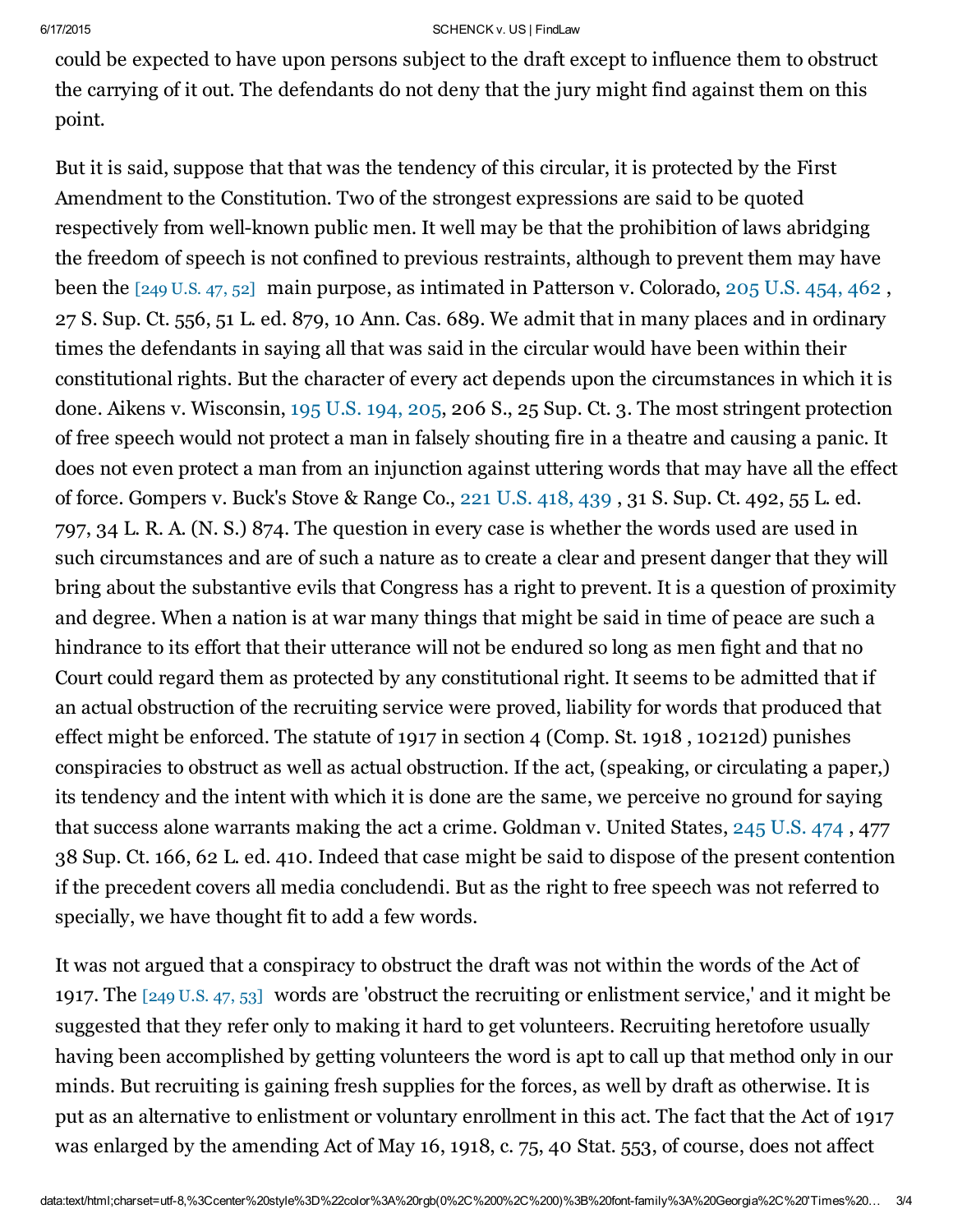could be expected to have upon persons subject to the draft except to influence them to obstruct the carrying of it out. The defendants do not deny that the jury might find against them on this point.

But it is said, suppose that that was the tendency of this circular, it is protected by the First Amendment to the Constitution. Two of the strongest expressions are said to be quoted respectively from well-known public men. It well may be that the prohibition of laws abridging the freedom of speech is not confined to previous restraints, although to prevent them may have been the [249 U.S. 47, 52] main purpose, as intimated in Patterson v. Colorado, 205 U.S. 454, 462 , 27 S. Sup. Ct. 556, 51 L. ed. 879, 10 Ann. Cas. 689. We admit that in many places and in ordinary times the defendants in saying all that was said in the circular would have been within their constitutional rights. But the character of every act depends upon the circumstances in which it is done. Aikens v. Wisconsin, 195 U.S. 194, 205, 206 S., 25 Sup. Ct. 3. The most stringent protection of free speech would not protect a man in falsely shouting fire in a theatre and causing a panic. It does not even protect a man from an injunction against uttering words that may have all the effect of force. Gompers v. Buck's Stove & Range Co., 221 U.S. 418, 439 , 31 S. Sup. Ct. 492, 55 L. ed. 797, 34 L. R. A. (N. S.) 874. The question in every case is whether the words used are used in such circumstances and are of such a nature as to create a clear and present danger that they will bring about the substantive evils that Congress has a right to prevent. It is a question of proximity and degree. When a nation is at war many things that might be said in time of peace are such a hindrance to its effort that their utterance will not be endured so long as men fight and that no Court could regard them as protected by any constitutional right. It seems to be admitted that if an actual obstruction of the recruiting service were proved, liability for words that produced that effect might be enforced. The statute of 1917 in section 4 (Comp. St. 1918 , 10212d) punishes conspiracies to obstruct as well as actual obstruction. If the act, (speaking, or circulating a paper,) its tendency and the intent with which it is done are the same, we perceive no ground for saying that success alone warrants making the act a crime. Goldman v. United States, 245 U.S. 474 , 477 38 Sup. Ct. 166, 62 L. ed. 410. Indeed that case might be said to dispose of the present contention if the precedent covers all media concludendi. But as the right to free speech was not referred to specially, we have thought fit to add a few words.

It was not argued that a conspiracy to obstruct the draft was not within the words of the Act of 1917. The [249 U.S. 47, 53] words are 'obstruct the recruiting or enlistment service,' and it might be suggested that they refer only to making it hard to get volunteers. Recruiting heretofore usually having been accomplished by getting volunteers the word is apt to call up that method only in our minds. But recruiting is gaining fresh supplies for the forces, as well by draft as otherwise. It is put as an alternative to enlistment or voluntary enrollment in this act. The fact that the Act of 1917 was enlarged by the amending Act of May 16, 1918, c. 75, 40 Stat. 553, of course, does not affect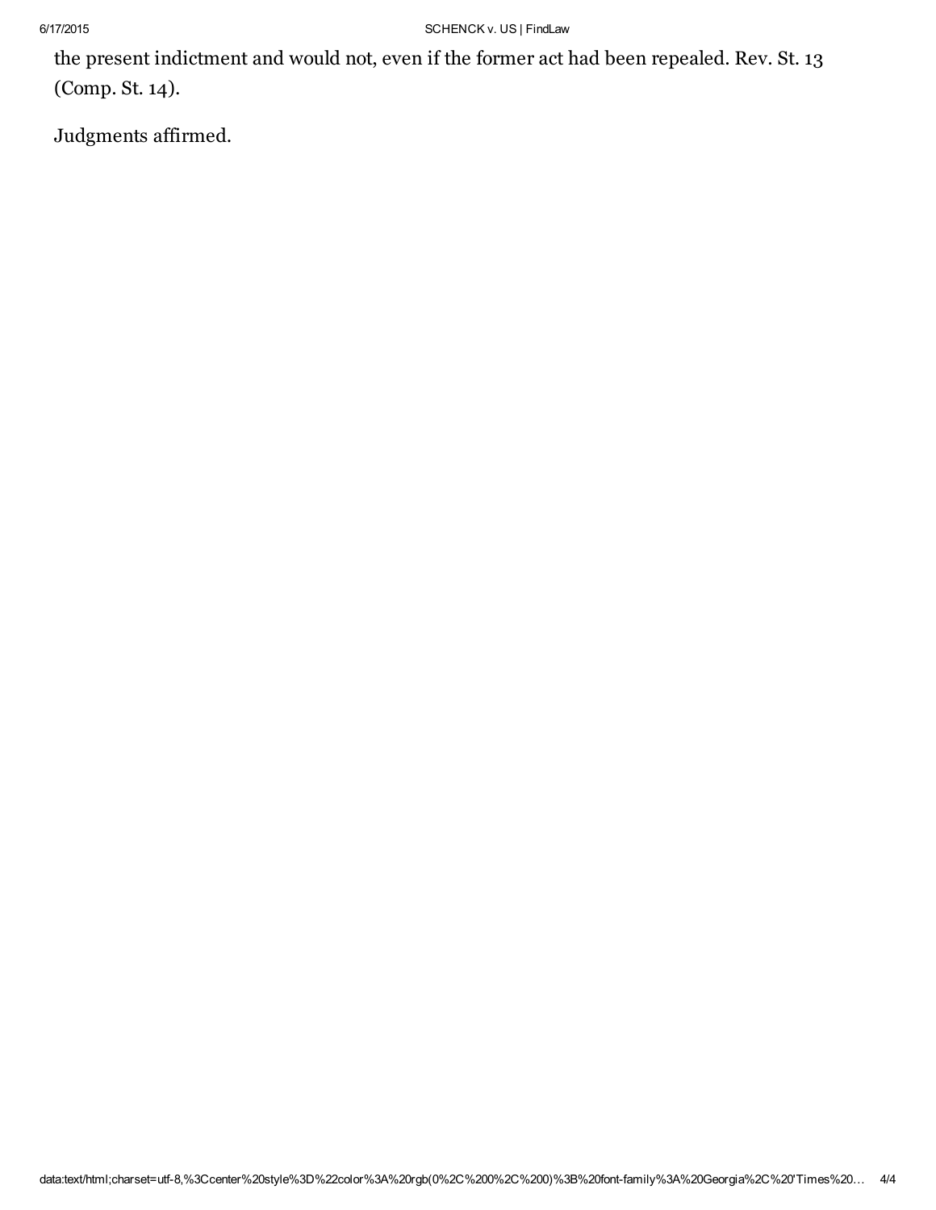the present indictment and would not, even if the former act had been repealed. Rev. St. 13 (Comp. St. 14).

Judgments affirmed.